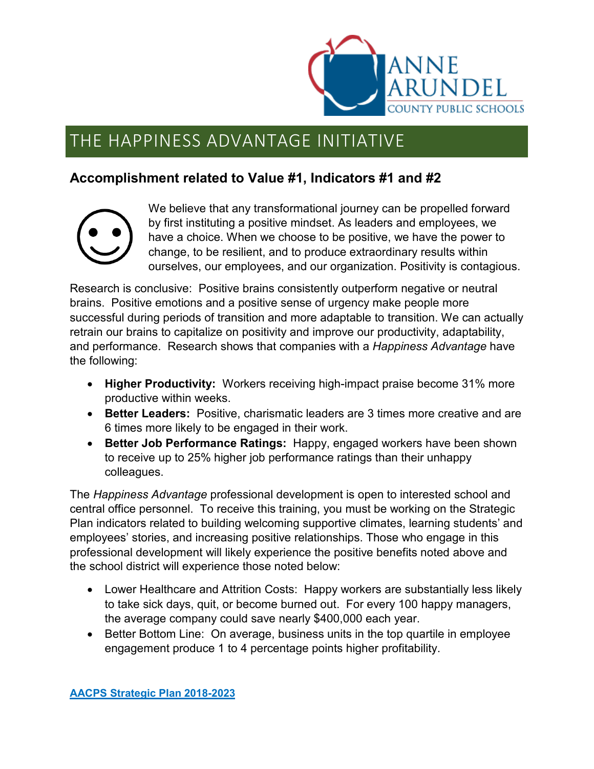# THE HAPPINESS ADVANTAGE INITIATIVE

## Accomplishment related to Value #1, Indicators #1 and #2

We believe that any transformational journey can be propelled forward by first instituting a positive mindset. As leaders and employees, we have a choice. When we choose to be positive, we have the power to change, to be resilient, and to produce extraordinary results within ourselves, our employees, and our organization. Positivity is contagious.

Research is conclusive: Positive brains consistently outperform negative or neutral brains. Positive emotions and a positive sense of urgency make people more successful during periods of transition and more adaptable to transition. We can actually retrain our brains to capitalize on positivity and improve our productivity, adaptability, and performance. Research shows that companies with a *Happiness Advantage* have the following:

- **Higher Productivity:** Workers receiving high-impact praise become 31% more productive within weeks.
- **Better Leaders:** Positive, charismatic leaders are 3 times more creative and are 6 times more likely to be engaged in their work.
- **Better Job Performance Ratings:** Happy, engaged workers have been shown to receive up to 25% higher job performance ratings than their unhappy colleagues.

The *Happiness Advantage* professional development is open to interested school and central office personnel. To receive this training, you must be working on the Strategic Plan indicators related to building welcoming supportive climates, learning students' and employees' stories, and increasing positive relationships. Those who engage in this professional development will likely experience the positive benefits noted above and the school district will experience those noted below:

- Lower Healthcare and Attrition Costs: Happy workers are substantially less likely to take sick days, quit, or become burned out. For every 100 happy managers, the average company could save nearly $400,000 each year.
- Better Bottom Line: On average, business units in the top quartile in employee engagement produce 1 to 4 percentage points higher profitability.

**AACPS Strategic Plan 2018-2023**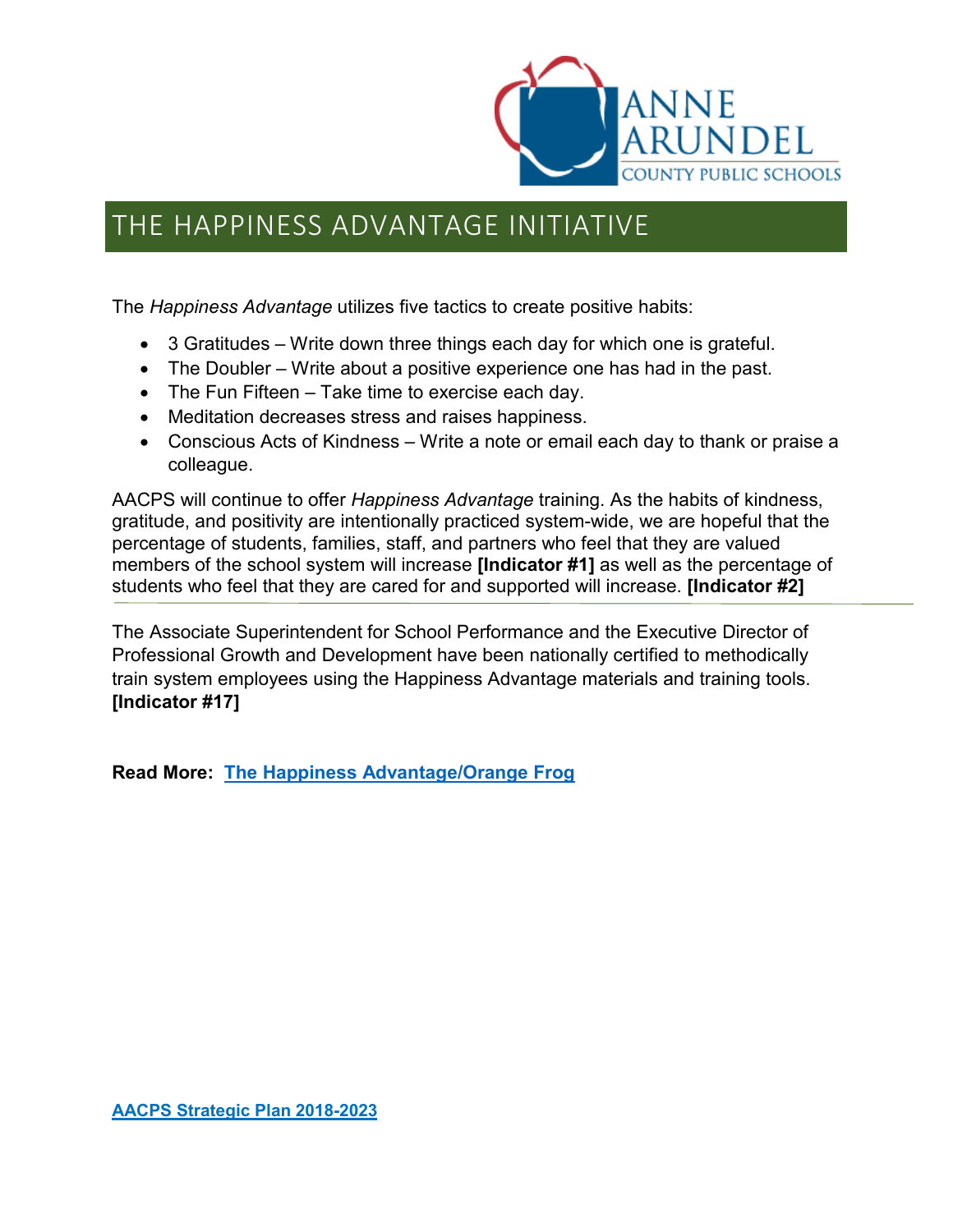# THE HAPPINESS ADVANTAGE INITIATIVE

The *Happiness Advantage* utilizes five tactics to create positive habits:

- 3 Gratitudes – Write down three things each day for which one is grateful.
- The Doubler – Write about a positive experience one has had in the past.
- The Fun Fifteen – Take time to exercise each day.
- Meditation decreases stress and raises happiness.
- Conscious Acts of Kindness – Write a note or email each day to thank or praise a colleague.

AACPS will continue to offer *Happiness Advantage* training. As the habits of kindness, gratitude, and positivity are intentionally practiced system-wide, we are hopeful that the percentage of students, families, staff, and partners who feel that they are valued members of the school system will increase **[Indicator #1]** as well as the percentage of students who feel that they are cared for and supported will increase. **[Indicator #2]**

---

The Associate Superintendent for School Performance and the Executive Director of Professional Growth and Development have been nationally certified to methodically train system employees using the Happiness Advantage materials and training tools. **[Indicator #17]**

**Read More: The Happiness Advantage/Orange Frog**

**AACPS Strategic Plan 2018-2023**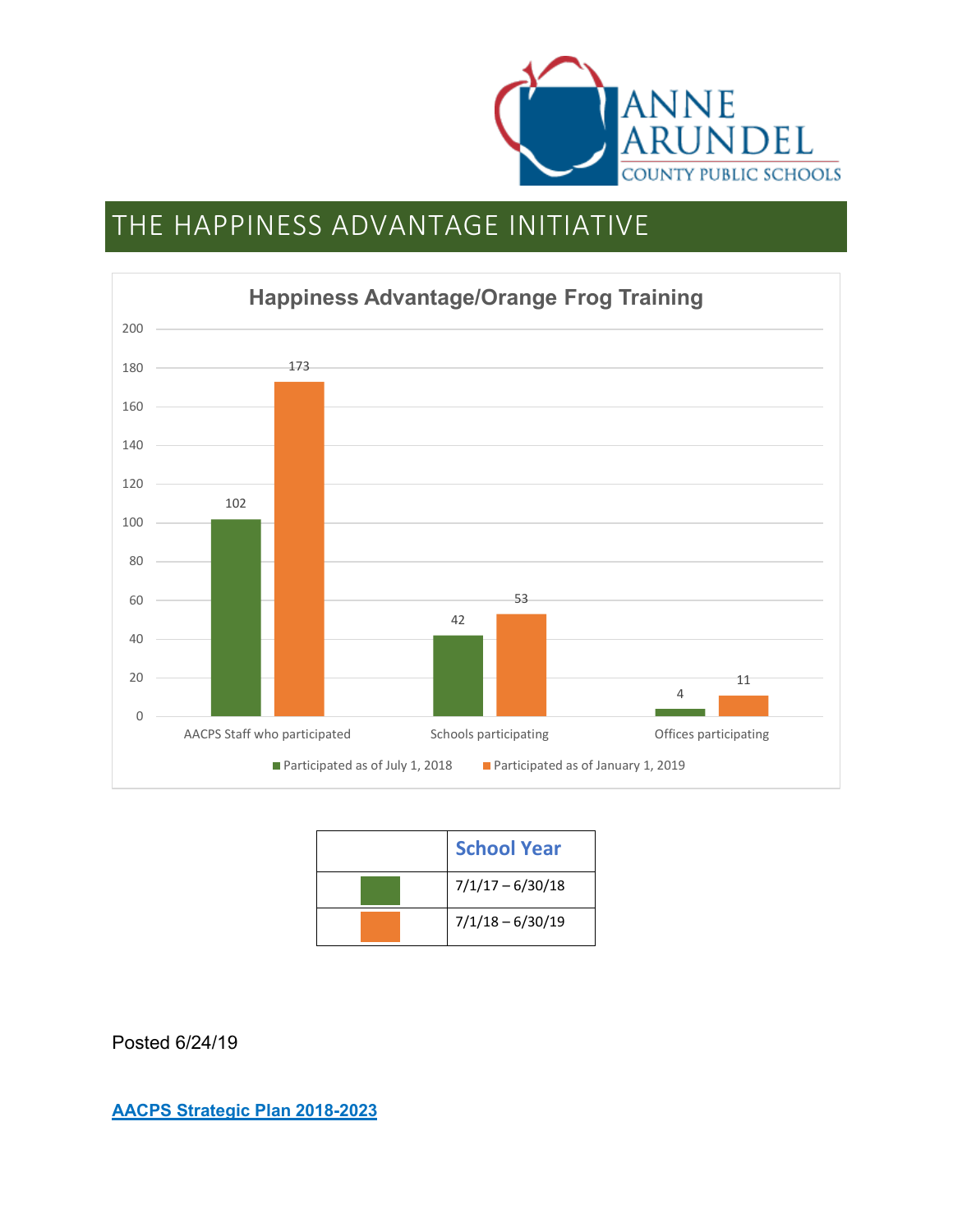ANNE ARUNDEL COUNTY PUBLIC SCHOOLS

# THE HAPPINESS ADVANTAGE INITIATIVE

Happiness Advantage/Orange Frog Training

200
180
160
140
120
100
80
60
40
20
0

173
102
53
42
11
4

AACPS Staff who participated
Schools participating
Offices participating

Participated as of July 1, 2018
Participated as of January 1, 2019

| | School Year |
|---|---|
| (green) | 7/1/17 – 6/30/18 |
| (orange) | 7/1/18 – 6/30/19 |

Posted 6/24/19

**AACPS Strategic Plan 2018-2023**